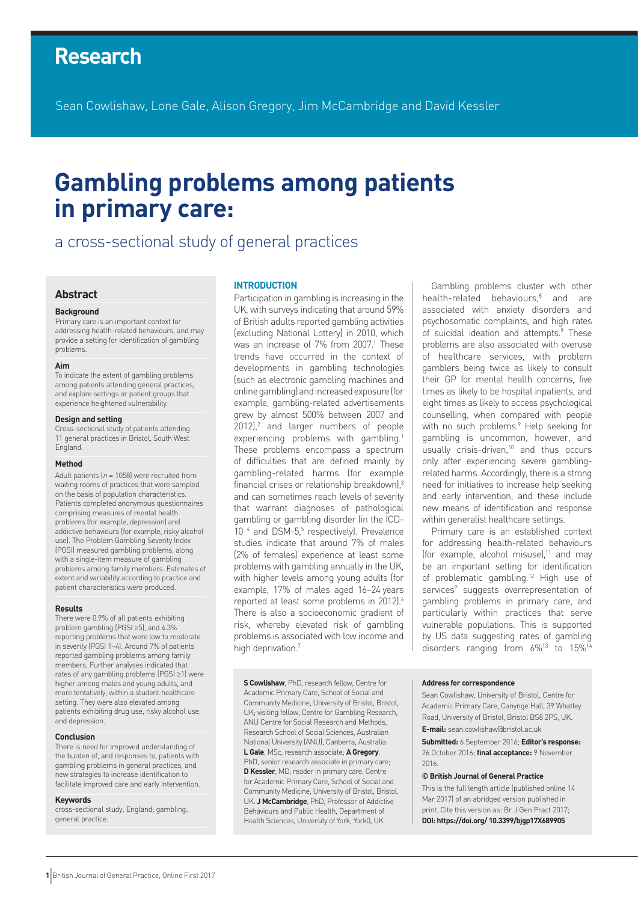# Research

Sean Cowlishaw, Lone Gale, Alison Gregory, Jim McCambridge and David Kessler

# Gambling problems among patients in primary care:

## a cross-sectional study of general practices

## Abstract

### Background

Primary care is an important context for addressing health-related behaviours, and may provide a setting for identification of gambling problems.

### Aim

To indicate the extent of gambling problems among patients attending general practices, and explore settings or patient groups that experience heightened vulnerability.

### Design and setting

Cross-sectional study of patients attending 11 general practices in Bristol, South West England.

### Method

Adult patients ($n$ = 1058) were recruited from waiting rooms of practices that were sampled on the basis of population characteristics. Patients completed anonymous questionnaires comprising measures of mental health problems (for example, depression) and addictive behaviours (for example, risky alcohol use). The Problem Gambling Severity Index (PGSI) measured gambling problems, along with a single-item measure of gambling problems among family members. Estimates of extent and variability according to practice and patient characteristics were produced.

### Results

There were 0.9% of all patients exhibiting problem gambling (PGSI ≥5), and 4.3% reporting problems that were low to moderate in severity (PGSI 1–4). Around 7% of patients reported gambling problems among family members. Further analyses indicated that rates of any gambling problems (PGSI ≥1) were higher among males and young adults, and more tentatively, within a student healthcare setting. They were also elevated among patients exhibiting drug use, risky alcohol use, and depression.

### Conclusion

There is need for improved understanding of the burden of, and responses to, patients with gambling problems in general practices, and new strategies to increase identification to facilitate improved care and early intervention.

### Keywords

cross-sectional study; England; gambling; general practice.

## INTRODUCTION

Participation in gambling is increasing in the UK, with surveys indicating that around 59% of British adults reported gambling activities (excluding National Lottery) in 2010, which was an increase of 7% from 2007.[1] These trends have occurred in the context of developments in gambling technologies (such as electronic gambling machines and online gambling) and increased exposure (for example, gambling-related advertisements grew by almost 500% between 2007 and 2012),[2] and larger numbers of people experiencing problems with gambling.[1] These problems encompass a spectrum of difficulties that are defined mainly by gambling-related harms (for example financial crises or relationship breakdown),[3] and can sometimes reach levels of severity that warrant diagnoses of pathological gambling or gambling disorder (in the ICD-10 [4] and DSM-5,[5] respectively). Prevalence studies indicate that around 7% of males (2% of females) experience at least some problems with gambling annually in the UK, with higher levels among young adults (for example, 17% of males aged 16–24 years reported at least some problems in 2012).[6] There is also a socioeconomic gradient of risk, whereby elevated risk of gambling problems is associated with low income and high deprivation.[7]

Gambling problems cluster with other health-related behaviours,[8] and are associated with anxiety disorders and psychosomatic complaints, and high rates of suicidal ideation and attempts.[9] These problems are also associated with overuse of healthcare services, with problem gamblers being twice as likely to consult their GP for mental health concerns, five times as likely to be hospital inpatients, and eight times as likely to access psychological counselling, when compared with people with no such problems.[9] Help seeking for gambling is uncommon, however, and usually crisis-driven,[10] and thus occurs only after experiencing severe gambling-related harms. Accordingly, there is a strong need for initiatives to increase help seeking and early intervention, and these include new means of identification and response within generalist healthcare settings.

Primary care is an established context for addressing health-related behaviours (for example, alcohol misuse),[11] and may be an important setting for identification of problematic gambling.[12] High use of services[9] suggests overrepresentation of gambling problems in primary care, and particularly within practices that serve vulnerable populations. This is supported by US data suggesting rates of gambling disorders ranging from 6%[13] to 15%[14]

**S Cowlishaw**, PhD, research fellow, Centre for Academic Primary Care, School of Social and Community Medicine, University of Bristol, Bristol, UK; visiting fellow, Centre for Gambling Research, ANU Centre for Social Research and Methods, Research School of Social Sciences, Australian National University (ANU), Canberra, Australia. **L Gale**, MSc, research associate; **A Gregory**, PhD, senior research associate in primary care; **D Kessler**, MD, reader in primary care, Centre for Academic Primary Care, School of Social and Community Medicine, University of Bristol, Bristol, UK. **J McCambridge**, PhD, Professor of Addictive Behaviours and Public Health, Department of Health Sciences, University of York, York0, UK.

**Address for correspondence**

Sean Cowlishaw, University of Bristol, Centre for Academic Primary Care, Canynge Hall, 39 Whatley Road, University of Bristol, Bristol BS8 2PS, UK.

**E-mail:** sean.cowlishaw@bristol.ac.uk

**Submitted:** 6 September 2016; **Editor's response:** 26 October 2016; **final acceptance:** 9 November 2016.

**© British Journal of General Practice**

This is the full length article (published online 14 Mar 2017) of an abridged version published in print. Cite this version as: Br J Gen Pract 2017; **DOI: https://doi.org/ 10.3399/bjgp17X689905**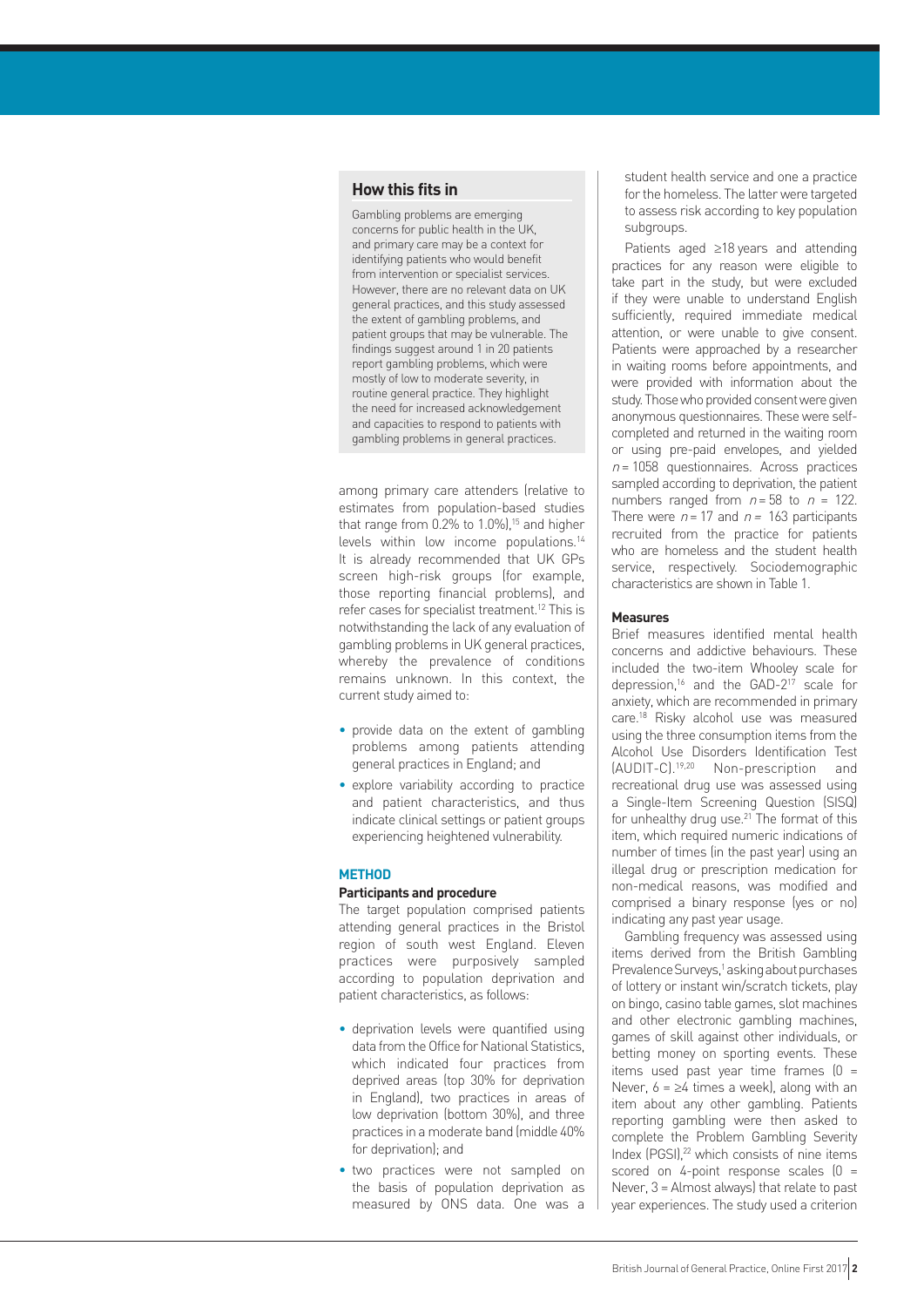## How this fits in

Gambling problems are emerging concerns for public health in the UK, and primary care may be a context for identifying patients who would benefit from intervention or specialist services. However, there are no relevant data on UK general practices, and this study assessed the extent of gambling problems, and patient groups that may be vulnerable. The findings suggest around 1 in 20 patients report gambling problems, which were mostly of low to moderate severity, in routine general practice. They highlight the need for increased acknowledgement and capacities to respond to patients with gambling problems in general practices.

among primary care attenders (relative to estimates from population-based studies that range from 0.2% to 1.0%),[15] and higher levels within low income populations.[14] It is already recommended that UK GPs screen high-risk groups (for example, those reporting financial problems), and refer cases for specialist treatment.[12] This is notwithstanding the lack of any evaluation of gambling problems in UK general practices, whereby the prevalence of conditions remains unknown. In this context, the current study aimed to:

- provide data on the extent of gambling problems among patients attending general practices in England; and
- explore variability according to practice and patient characteristics, and thus indicate clinical settings or patient groups experiencing heightened vulnerability.

## METHOD

### Participants and procedure

The target population comprised patients attending general practices in the Bristol region of south west England. Eleven practices were purposively sampled according to population deprivation and patient characteristics, as follows:

- deprivation levels were quantified using data from the Office for National Statistics, which indicated four practices from deprived areas (top 30% for deprivation in England), two practices in areas of low deprivation (bottom 30%), and three practices in a moderate band (middle 40% for deprivation); and
- two practices were not sampled on the basis of population deprivation as measured by ONS data. One was a student health service and one a practice for the homeless. The latter were targeted to assess risk according to key population subgroups.

Patients aged ≥18 years and attending practices for any reason were eligible to take part in the study, but were excluded if they were unable to understand English sufficiently, required immediate medical attention, or were unable to give consent. Patients were approached by a researcher in waiting rooms before appointments, and were provided with information about the study. Those who provided consent were given anonymous questionnaires. These were self-completed and returned in the waiting room or using pre-paid envelopes, and yielded $n = 1058$ questionnaires. Across practices sampled according to deprivation, the patient numbers ranged from $n = 58$ to $n = 122$. There were $n = 17$ and $n = 163$ participants recruited from the practice for patients who are homeless and the student health service, respectively. Sociodemographic characteristics are shown in Table 1.

### Measures

Brief measures identified mental health concerns and addictive behaviours. These included the two-item Whooley scale for depression,[16] and the GAD-2[17] scale for anxiety, which are recommended in primary care.[18] Risky alcohol use was measured using the three consumption items from the Alcohol Use Disorders Identification Test (AUDIT-C).[19,20] Non-prescription and recreational drug use was assessed using a Single-Item Screening Question (SISQ) for unhealthy drug use.[21] The format of this item, which required numeric indications of number of times (in the past year) using an illegal drug or prescription medication for non-medical reasons, was modified and comprised a binary response (yes or no) indicating any past year usage.

Gambling frequency was assessed using items derived from the British Gambling Prevalence Surveys,[1] asking about purchases of lottery or instant win/scratch tickets, play on bingo, casino table games, slot machines and other electronic gambling machines, games of skill against other individuals, or betting money on sporting events. These items used past year time frames (0 = Never, 6 = ≥4 times a week), along with an item about any other gambling. Patients reporting gambling were then asked to complete the Problem Gambling Severity Index (PGSI),[22] which consists of nine items scored on 4-point response scales (0 = Never, 3 = Almost always) that relate to past year experiences. The study used a criterion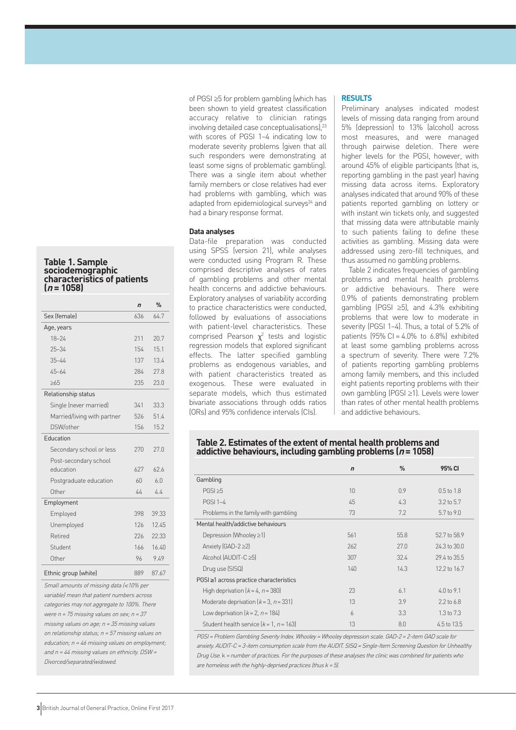of PGSI ≥5 for problem gambling (which has been shown to yield greatest classification accuracy relative to clinician ratings involving detailed case conceptualisations),[23] with scores of PGSI 1–4 indicating low to moderate severity problems (given that all such responders were demonstrating at least some signs of problematic gambling). There was a single item about whether family members or close relatives had ever had problems with gambling, which was adapted from epidemiological surveys[24] and had a binary response format.

**Data analyses**

Data-file preparation was conducted using SPSS (version 21), while analyses were conducted using Program R. These comprised descriptive analyses of rates of gambling problems and other mental health concerns and addictive behaviours. Exploratory analyses of variability according to practice characteristics were conducted, followed by evaluations of associations with patient-level characteristics. These comprised Pearson $\chi^2$ tests and logistic regression models that explored significant effects. The latter specified gambling problems as endogenous variables, and with patient characteristics treated as exogenous. These were evaluated in separate models, which thus estimated bivariate associations through odds ratios (ORs) and 95% confidence intervals (CIs).

## RESULTS

Preliminary analyses indicated modest levels of missing data ranging from around 5% (depression) to 13% (alcohol) across most measures, and were managed through pairwise deletion. There were higher levels for the PGSI, however, with around 45% of eligible participants (that is, reporting gambling in the past year) having missing data across items. Exploratory analyses indicated that around 90% of these patients reported gambling on lottery or with instant win tickets only, and suggested that missing data were attributable mainly to such patients failing to define these activities as gambling. Missing data were addressed using zero-fill techniques, and thus assumed no gambling problems.

Table 2 indicates frequencies of gambling problems and mental health problems or addictive behaviours. There were 0.9% of patients demonstrating problem gambling (PGSI ≥5), and 4.3% exhibiting problems that were low to moderate in severity (PGSI 1–4). Thus, a total of 5.2% of patients (95% CI = 4.0% to 6.8%) exhibited at least some gambling problems across a spectrum of severity. There were 7.2% of patients reporting gambling problems among family members, and this included eight patients reporting problems with their own gambling (PGSI ≥1). Levels were lower than rates of other mental health problems and addictive behaviours.

**Table 1. Sample sociodemographic characteristics of patients ($n$ = 1058)**

| | *n* | % |
|---|---|---|
| Sex (female) | 636 | 64.7 |
| Age, years | | |
| 18–24 | 211 | 20.7 |
| 25–34 | 154 | 15.1 |
| 35–44 | 137 | 13.4 |
| 45–64 | 284 | 27.8 |
| ≥65 | 235 | 23.0 |
| Relationship status | | |
| Single (never married) | 341 | 33.3 |
| Married/living with partner | 526 | 51.4 |
| DSW/other | 156 | 15.2 |
| Education | | |
| Secondary school or less | 270 | 27.0 |
| Post-secondary school education | 627 | 62.6 |
| Postgraduate education | 60 | 6.0 |
| Other | 44 | 4.4 |
| Employment | | |
| Employed | 398 | 39.33 |
| Unemployed | 126 | 12.45 |
| Retired | 226 | 22.33 |
| Student | 166 | 16.40 |
| Other | 96 | 9.49 |
| Ethnic group (white) | 889 | 87.67 |

*Small amounts of missing data (<10% per variable) mean that patient numbers across categories may not aggregate to 100%. There were n = 75 missing values on sex; n = 37 missing values on age; n = 35 missing values on relationship status; n = 57 missing values on education; n = 46 missing values on employment; and n = 44 missing values on ethnicity. DSW = Divorced/separated/widowed.*

**Table 2. Estimates of the extent of mental health problems and addictive behaviours, including gambling problems ($n$ = 1058)**

| | *n* | % | 95% CI |
|---|---|---|---|
| Gambling | | | |
| PGSI ≥5 | 10 | 0.9 | 0.5 to 1.8 |
| PGSI 1–4 | 45 | 4.3 | 3.2 to 5.7 |
| Problems in the family with gambling | 73 | 7.2 | 5.7 to 9.0 |
| Mental health/addictive behaviours | | | |
| Depression (Whooley ≥1) | 561 | 55.8 | 52.7 to 58.9 |
| Anxiety (GAD-2 ≥2) | 262 | 27.0 | 24.3 to 30.0 |
| Alcohol (AUDIT-C ≥5) | 307 | 32.4 | 29.4 to 35.5 |
| Drug use (SISQ) | 140 | 14.3 | 12.2 to 16.7 |
| PGSI ≥1 across practice characteristics | | | |
| High deprivation ($k$ = 4, $n$ = 380) | 23 | 6.1 | 4.0 to 9.1 |
| Moderate deprivation ($k$ = 3, $n$ = 331) | 13 | 3.9 | 2.2 to 6.8 |
| Low deprivation ($k$ = 2, $n$ = 184) | 6 | 3.3 | 1.3 to 7.3 |
| Student health service ($k$ = 1, $n$ = 163) | 13 | 8.0 | 4.5 to 13.5 |

*PGSI = Problem Gambling Severity Index. Whooley = Whooley depression scale. GAD-2 = 2-item GAD scale for anxiety. AUDIT-C = 3-item consumption scale from the AUDIT. SISQ = Single-Item Screening Question for Unhealthy Drug Use. k = number of practices. For the purposes of these analyses the clinic was combined for patients who are homeless with the highly-deprived practices (thus k = 5).*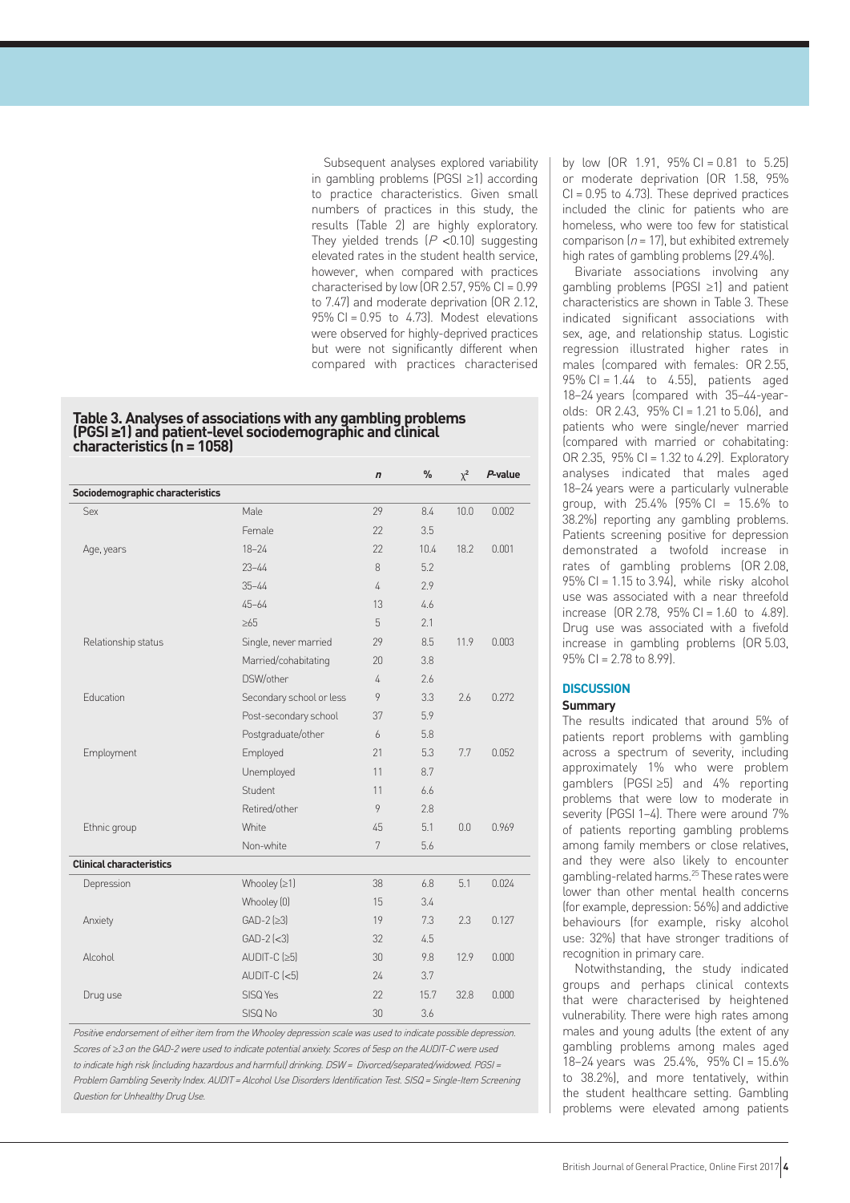Subsequent analyses explored variability in gambling problems (PGSI ≥1) according to practice characteristics. Given small numbers of practices in this study, the results (Table 2) are highly exploratory. They yielded trends ($P$ <0.10) suggesting elevated rates in the student health service, however, when compared with practices characterised by low (OR 2.57, 95% CI = 0.99 to 7.47) and moderate deprivation (OR 2.12, 95% CI = 0.95 to 4.73). Modest elevations were observed for highly-deprived practices but were not significantly different when compared with practices characterised by low (OR 1.91, 95% CI = 0.81 to 5.25) or moderate deprivation (OR 1.58, 95% CI = 0.95 to 4.73). These deprived practices included the clinic for patients who are homeless, who were too few for statistical comparison ($n$ = 17), but exhibited extremely high rates of gambling problems (29.4%).

Bivariate associations involving any gambling problems (PGSI ≥1) and patient characteristics are shown in Table 3. These indicated significant associations with sex, age, and relationship status. Logistic regression illustrated higher rates in males (compared with females: OR 2.55, 95% CI = 1.44 to 4.55), patients aged 18–24 years (compared with 35–44-year-olds: OR 2.43, 95% CI = 1.21 to 5.06), and patients who were single/never married (compared with married or cohabitating: OR 2.35, 95% CI = 1.32 to 4.29). Exploratory analyses indicated that males aged 18–24 years were a particularly vulnerable group, with 25.4% (95% CI = 15.6% to 38.2%) reporting any gambling problems. Patients screening positive for depression demonstrated a twofold increase in rates of gambling problems (OR 2.08, 95% CI = 1.15 to 3.94), while risky alcohol use was associated with a near threefold increase (OR 2.78, 95% CI = 1.60 to 4.89). Drug use was associated with a fivefold increase in gambling problems (OR 5.03, 95% CI = 2.78 to 8.99).

**Table 3. Analyses of associations with any gambling problems (PGSI ≥1) and patient-level sociodemographic and clinical characteristics (n = 1058)**

| | | *n* | % | $\chi^2$ | *P*-value |
|---|---|---|---|---|---|
| **Sociodemographic characteristics** | | | | | |
| Sex | Male | 29 | 8.4 | 10.0 | 0.002 |
| | Female | 22 | 3.5 | | |
| Age, years | 18–24 | 22 | 10.4 | 18.2 | 0.001 |
| | 23–44 | 8 | 5.2 | | |
| | 35–44 | 4 | 2.9 | | |
| | 45–64 | 13 | 4.6 | | |
| | ≥65 | 5 | 2.1 | | |
| Relationship status | Single, never married | 29 | 8.5 | 11.9 | 0.003 |
| | Married/cohabitating | 20 | 3.8 | | |
| | DSW/other | 4 | 2.6 | | |
| Education | Secondary school or less | 9 | 3.3 | 2.6 | 0.272 |
| | Post-secondary school | 37 | 5.9 | | |
| | Postgraduate/other | 6 | 5.8 | | |
| Employment | Employed | 21 | 5.3 | 7.7 | 0.052 |
| | Unemployed | 11 | 8.7 | | |
| | Student | 11 | 6.6 | | |
| | Retired/other | 9 | 2.8 | | |
| Ethnic group | White | 45 | 5.1 | 0.0 | 0.969 |
| | Non-white | 7 | 5.6 | | |
| **Clinical characteristics** | | | | | |
| Depression | Whooley (≥1) | 38 | 6.8 | 5.1 | 0.024 |
| | Whooley (0) | 15 | 3.4 | | |
| Anxiety | GAD-2 (≥3) | 19 | 7.3 | 2.3 | 0.127 |
| | GAD-2 (<3) | 32 | 4.5 | | |
| Alcohol | AUDIT-C (≥5) | 30 | 9.8 | 12.9 | 0.000 |
| | AUDIT-C (<5) | 24 | 3.7 | | |
| Drug use | SISQ Yes | 22 | 15.7 | 32.8 | 0.000 |
| | SISQ No | 30 | 3.6 | | |

*Positive endorsement of either item from the Whooley depression scale was used to indicate possible depression. Scores of ≥3 on the GAD-2 were used to indicate potential anxiety. Scores of 5esp on the AUDIT-C were used to indicate high risk (including hazardous and harmful) drinking. DSW = Divorced/separated/widowed. PGSI = Problem Gambling Severity Index. AUDIT = Alcohol Use Disorders Identification Test. SISQ = Single-Item Screening Question for Unhealthy Drug Use.*

## DISCUSSION

### Summary

The results indicated that around 5% of patients report problems with gambling across a spectrum of severity, including approximately 1% who were problem gamblers (PGSI ≥5) and 4% reporting problems that were low to moderate in severity (PGSI 1–4). There were around 7% of patients reporting gambling problems among family members or close relatives, and they were also likely to encounter gambling-related harms.[25] These rates were lower than other mental health concerns (for example, depression: 56%) and addictive behaviours (for example, risky alcohol use: 32%) that have stronger traditions of recognition in primary care.

Notwithstanding, the study indicated groups and perhaps clinical contexts that were characterised by heightened vulnerability. There were high rates among males and young adults (the extent of any gambling problems among males aged 18–24 years was 25.4%, 95% CI = 15.6% to 38.2%), and more tentatively, within the student healthcare setting. Gambling problems were elevated among patients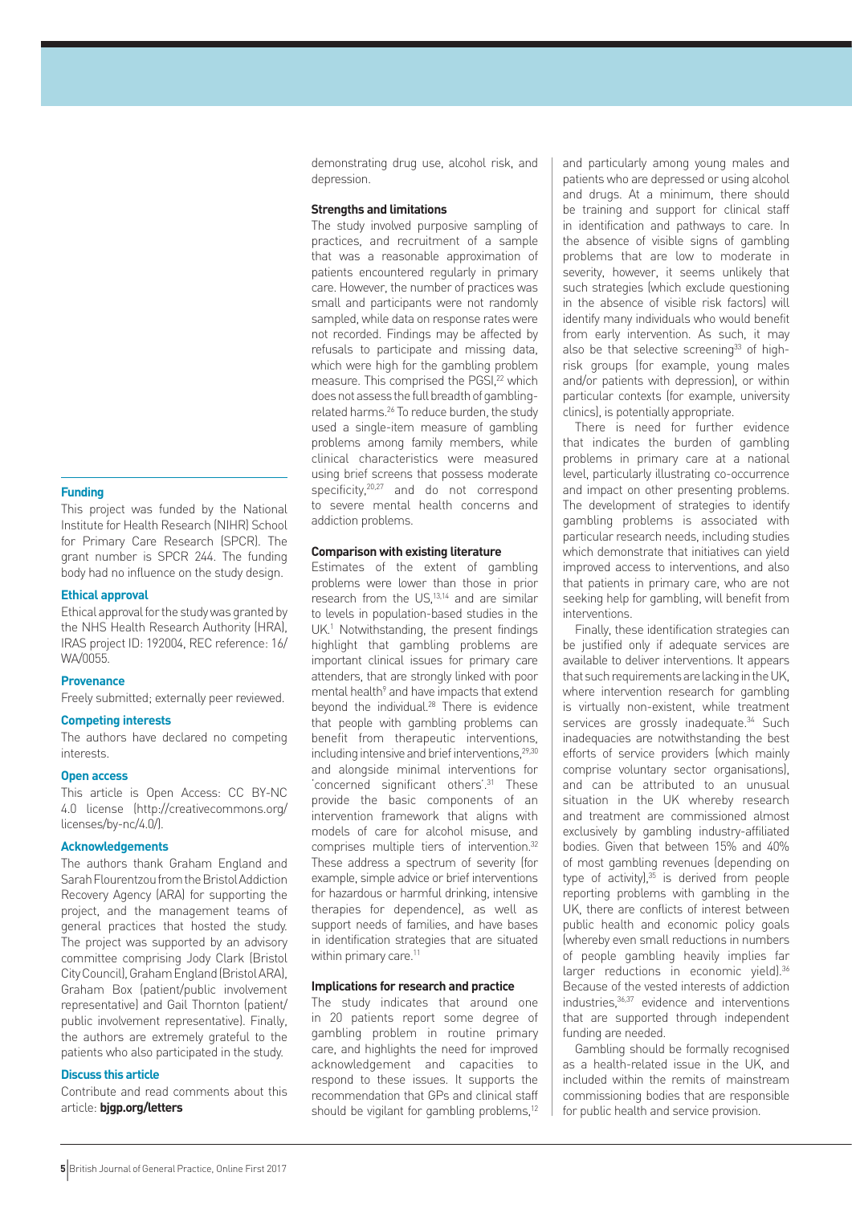demonstrating drug use, alcohol risk, and depression.

### Strengths and limitations

The study involved purposive sampling of practices, and recruitment of a sample that was a reasonable approximation of patients encountered regularly in primary care. However, the number of practices was small and participants were not randomly sampled, while data on response rates were not recorded. Findings may be affected by refusals to participate and missing data, which were high for the gambling problem measure. This comprised the PGSI,[22] which does not assess the full breadth of gambling-related harms.[26] To reduce burden, the study used a single-item measure of gambling problems among family members, while clinical characteristics were measured using brief screens that possess moderate specificity,[20,27] and do not correspond to severe mental health concerns and addiction problems.

### Comparison with existing literature

Estimates of the extent of gambling problems were lower than those in prior research from the US,[13,14] and are similar to levels in population-based studies in the UK.[1] Notwithstanding, the present findings highlight that gambling problems are important clinical issues for primary care attenders, that are strongly linked with poor mental health[9] and have impacts that extend beyond the individual.[28] There is evidence that people with gambling problems can benefit from therapeutic interventions, including intensive and brief interventions,[29,30] and alongside minimal interventions for 'concerned significant others'.[31] These provide the basic components of an intervention framework that aligns with models of care for alcohol misuse, and comprises multiple tiers of intervention.[32] These address a spectrum of severity (for example, simple advice or brief interventions for hazardous or harmful drinking, intensive therapies for dependence), as well as support needs of families, and have bases in identification strategies that are situated within primary care.[11]

### Implications for research and practice

The study indicates that around one in 20 patients report some degree of gambling problem in routine primary care, and highlights the need for improved acknowledgement and capacities to respond to these issues. It supports the recommendation that GPs and clinical staff should be vigilant for gambling problems,[12] and particularly among young males and patients who are depressed or using alcohol and drugs. At a minimum, there should be training and support for clinical staff in identification and pathways to care. In the absence of visible signs of gambling problems that are low to moderate in severity, however, it seems unlikely that such strategies (which exclude questioning in the absence of visible risk factors) will identify many individuals who would benefit from early intervention. As such, it may also be that selective screening[33] of high-risk groups (for example, young males and/or patients with depression), or within particular contexts (for example, university clinics), is potentially appropriate.

There is need for further evidence that indicates the burden of gambling problems in primary care at a national level, particularly illustrating co-occurrence and impact on other presenting problems. The development of strategies to identify gambling problems is associated with particular research needs, including studies which demonstrate that initiatives can yield improved access to interventions, and also that patients in primary care, who are not seeking help for gambling, will benefit from interventions.

Finally, these identification strategies can be justified only if adequate services are available to deliver interventions. It appears that such requirements are lacking in the UK, where intervention research for gambling is virtually non-existent, while treatment services are grossly inadequate.[34] Such inadequacies are notwithstanding the best efforts of service providers (which mainly comprise voluntary sector organisations), and can be attributed to an unusual situation in the UK whereby research and treatment are commissioned almost exclusively by gambling industry-affiliated bodies. Given that between 15% and 40% of most gambling revenues (depending on type of activity),[35] is derived from people reporting problems with gambling in the UK, there are conflicts of interest between public health and economic policy goals (whereby even small reductions in numbers of people gambling heavily implies far larger reductions in economic yield).[36] Because of the vested interests of addiction industries,[36,37] evidence and interventions that are supported through independent funding are needed.

Gambling should be formally recognised as a health-related issue in the UK, and included within the remits of mainstream commissioning bodies that are responsible for public health and service provision.

#### Funding

This project was funded by the National Institute for Health Research (NIHR) School for Primary Care Research (SPCR). The grant number is SPCR 244. The funding body had no influence on the study design.

#### Ethical approval

Ethical approval for the study was granted by the NHS Health Research Authority (HRA), IRAS project ID: 192004, REC reference: 16/WA/0055.

#### Provenance

Freely submitted; externally peer reviewed.

#### Competing interests

The authors have declared no competing interests.

#### Open access

This article is Open Access: CC BY-NC 4.0 license (http://creativecommons.org/licenses/by-nc/4.0/).

#### Acknowledgements

The authors thank Graham England and Sarah Flourentzou from the Bristol Addiction Recovery Agency (ARA) for supporting the project, and the management teams of general practices that hosted the study. The project was supported by an advisory committee comprising Jody Clark (Bristol City Council), Graham England (Bristol ARA), Graham Box (patient/public involvement representative) and Gail Thornton (patient/public involvement representative). Finally, the authors are extremely grateful to the patients who also participated in the study.

#### Discuss this article

Contribute and read comments about this article: **bjgp.org/letters**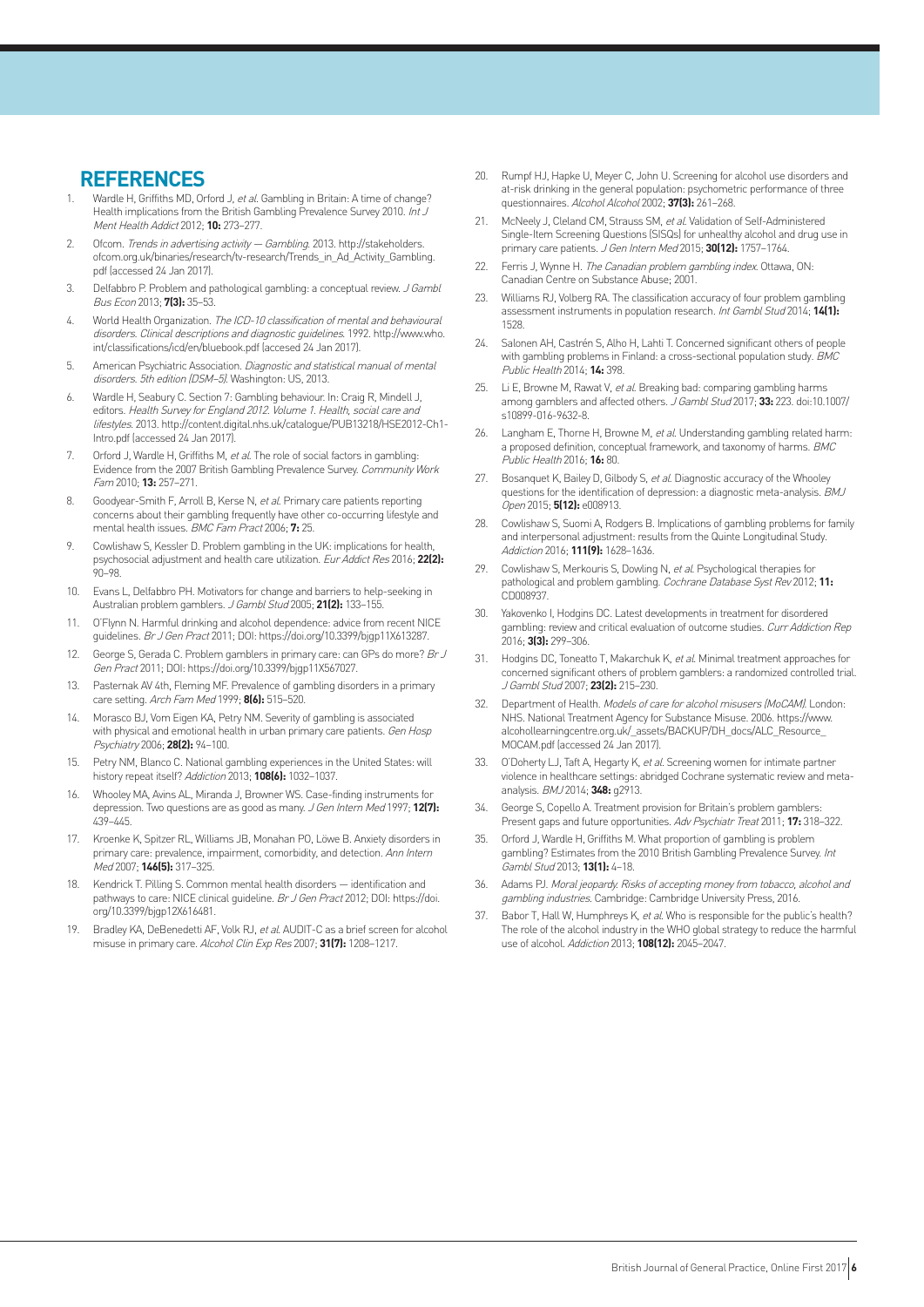## REFERENCES

1. Wardle H, Griffiths MD, Orford J, *et al*. Gambling in Britain: A time of change? Health implications from the British Gambling Prevalence Survey 2010. *Int J Ment Health Addict* 2012; **10:** 273–277.
2. Ofcom. *Trends in advertising activity — Gambling*. 2013. http://stakeholders.ofcom.org.uk/binaries/research/tv-research/Trends_in_Ad_Activity_Gambling.pdf (accessed 24 Jan 2017).
3. Delfabbro P. Problem and pathological gambling: a conceptual review. *J Gambl Bus Econ* 2013; **7(3):** 35–53.
4. World Health Organization. *The ICD-10 classification of mental and behavioural disorders. Clinical descriptions and diagnostic guidelines*. 1992. http://www.who.int/classifications/icd/en/bluebook.pdf (accesed 24 Jan 2017).
5. American Psychiatric Association. *Diagnostic and statistical manual of mental disorders. 5th edition (DSM–5)*. Washington: US, 2013.
6. Wardle H, Seabury C. Section 7: Gambling behaviour. In: Craig R, Mindell J, editors. *Health Survey for England 2012. Volume 1. Health, social care and lifestyles*. 2013. http://content.digital.nhs.uk/catalogue/PUB13218/HSE2012-Ch1-Intro.pdf (accessed 24 Jan 2017).
7. Orford J, Wardle H, Griffiths M, *et al*. The role of social factors in gambling: Evidence from the 2007 British Gambling Prevalence Survey. *Community Work Fam* 2010; **13:** 257–271.
8. Goodyear-Smith F, Arroll B, Kerse N, *et al*. Primary care patients reporting concerns about their gambling frequently have other co-occurring lifestyle and mental health issues. *BMC Fam Pract* 2006; **7:** 25.
9. Cowlishaw S, Kessler D. Problem gambling in the UK: implications for health, psychosocial adjustment and health care utilization. *Eur Addict Res* 2016; **22(2):** 90–98.
10. Evans L, Delfabbro PH. Motivators for change and barriers to help-seeking in Australian problem gamblers. *J Gambl Stud* 2005; **21(2):** 133–155.
11. O'Flynn N. Harmful drinking and alcohol dependence: advice from recent NICE guidelines. *Br J Gen Pract* 2011; DOI: https://doi.org/10.3399/bjgp11X613287.
12. George S, Gerada C. Problem gamblers in primary care: can GPs do more? *Br J Gen Pract* 2011; DOI: https://doi.org/10.3399/bjgp11X567027.
13. Pasternak AV 4th, Fleming MF. Prevalence of gambling disorders in a primary care setting. *Arch Fam Med* 1999; **8(6):** 515–520.
14. Morasco BJ, Vom Eigen KA, Petry NM. Severity of gambling is associated with physical and emotional health in urban primary care patients. *Gen Hosp Psychiatry* 2006; **28(2):** 94–100.
15. Petry NM, Blanco C. National gambling experiences in the United States: will history repeat itself? *Addiction* 2013; **108(6):** 1032–1037.
16. Whooley MA, Avins AL, Miranda J, Browner WS. Case-finding instruments for depression. Two questions are as good as many. *J Gen Intern Med* 1997; **12(7):** 439–445.
17. Kroenke K, Spitzer RL, Williams JB, Monahan PO, Löwe B. Anxiety disorders in primary care: prevalence, impairment, comorbidity, and detection. *Ann Intern Med* 2007; **146(5):** 317–325.
18. Kendrick T. Pilling S. Common mental health disorders — identification and pathways to care: NICE clinical guideline. *Br J Gen Pract* 2012; DOI: https://doi.org/10.3399/bjgp12X616481.
19. Bradley KA, DeBenedetti AF, Volk RJ, *et al*. AUDIT-C as a brief screen for alcohol misuse in primary care. *Alcohol Clin Exp Res* 2007; **31(7):** 1208–1217.
20. Rumpf HJ, Hapke U, Meyer C, John U. Screening for alcohol use disorders and at-risk drinking in the general population: psychometric performance of three questionnaires. *Alcohol Alcohol* 2002; **37(3):** 261–268.
21. McNeely J, Cleland CM, Strauss SM, *et al*. Validation of Self-Administered Single-Item Screening Questions (SISQs) for unhealthy alcohol and drug use in primary care patients. *J Gen Intern Med* 2015; **30(12):** 1757–1764.
22. Ferris J, Wynne H. *The Canadian problem gambling index*. Ottawa, ON: Canadian Centre on Substance Abuse; 2001.
23. Williams RJ, Volberg RA. The classification accuracy of four problem gambling assessment instruments in population research. *Int Gambl Stud* 2014; **14(1):** 1528.
24. Salonen AH, Castrén S, Alho H, Lahti T. Concerned significant others of people with gambling problems in Finland: a cross-sectional population study. *BMC Public Health* 2014; **14:** 398.
25. Li E, Browne M, Rawat V, *et al*. Breaking bad: comparing gambling harms among gamblers and affected others. *J Gambl Stud* 2017; **33:** 223. doi:10.1007/s10899-016-9632-8.
26. Langham E, Thorne H, Browne M, *et al*. Understanding gambling related harm: a proposed definition, conceptual framework, and taxonomy of harms. *BMC Public Health* 2016; **16:** 80.
27. Bosanquet K, Bailey D, Gilbody S, *et al*. Diagnostic accuracy of the Whooley questions for the identification of depression: a diagnostic meta-analysis. *BMJ Open* 2015; **5(12):** e008913.
28. Cowlishaw S, Suomi A, Rodgers B. Implications of gambling problems for family and interpersonal adjustment: results from the Quinte Longitudinal Study. *Addiction* 2016; **111(9):** 1628–1636.
29. Cowlishaw S, Merkouris S, Dowling N, *et al*. Psychological therapies for pathological and problem gambling. *Cochrane Database Syst Rev* 2012; **11:** CD008937.
30. Yakovenko I, Hodgins DC. Latest developments in treatment for disordered gambling: review and critical evaluation of outcome studies. *Curr Addiction Rep* 2016; **3(3):** 299–306.
31. Hodgins DC, Toneatto T, Makarchuk K, *et al*. Minimal treatment approaches for concerned significant others of problem gamblers: a randomized controlled trial. *J Gambl Stud* 2007; **23(2):** 215–230.
32. Department of Health. *Models of care for alcohol misusers (MoCAM)*. London: NHS. National Treatment Agency for Substance Misuse. 2006. https://www.alcohollearningcentre.org.uk/_assets/BACKUP/DH_docs/ALC_Resource_MOCAM.pdf (accessed 24 Jan 2017).
33. O'Doherty LJ, Taft A, Hegarty K, *et al*. Screening women for intimate partner violence in healthcare settings: abridged Cochrane systematic review and meta-analysis. *BMJ* 2014; **348:** g2913.
34. George S, Copello A. Treatment provision for Britain's problem gamblers: Present gaps and future opportunities. *Adv Psychiatr Treat* 2011; **17:** 318–322.
35. Orford J, Wardle H, Griffiths M. What proportion of gambling is problem gambling? Estimates from the 2010 British Gambling Prevalence Survey. *Int Gambl Stud* 2013; **13(1):** 4–18.
36. Adams PJ. *Moral jeopardy. Risks of accepting money from tobacco, alcohol and gambling industries*. Cambridge: Cambridge University Press, 2016.
37. Babor T, Hall W, Humphreys K, *et al*. Who is responsible for the public's health? The role of the alcohol industry in the WHO global strategy to reduce the harmful use of alcohol. *Addiction* 2013; **108(12):** 2045–2047.